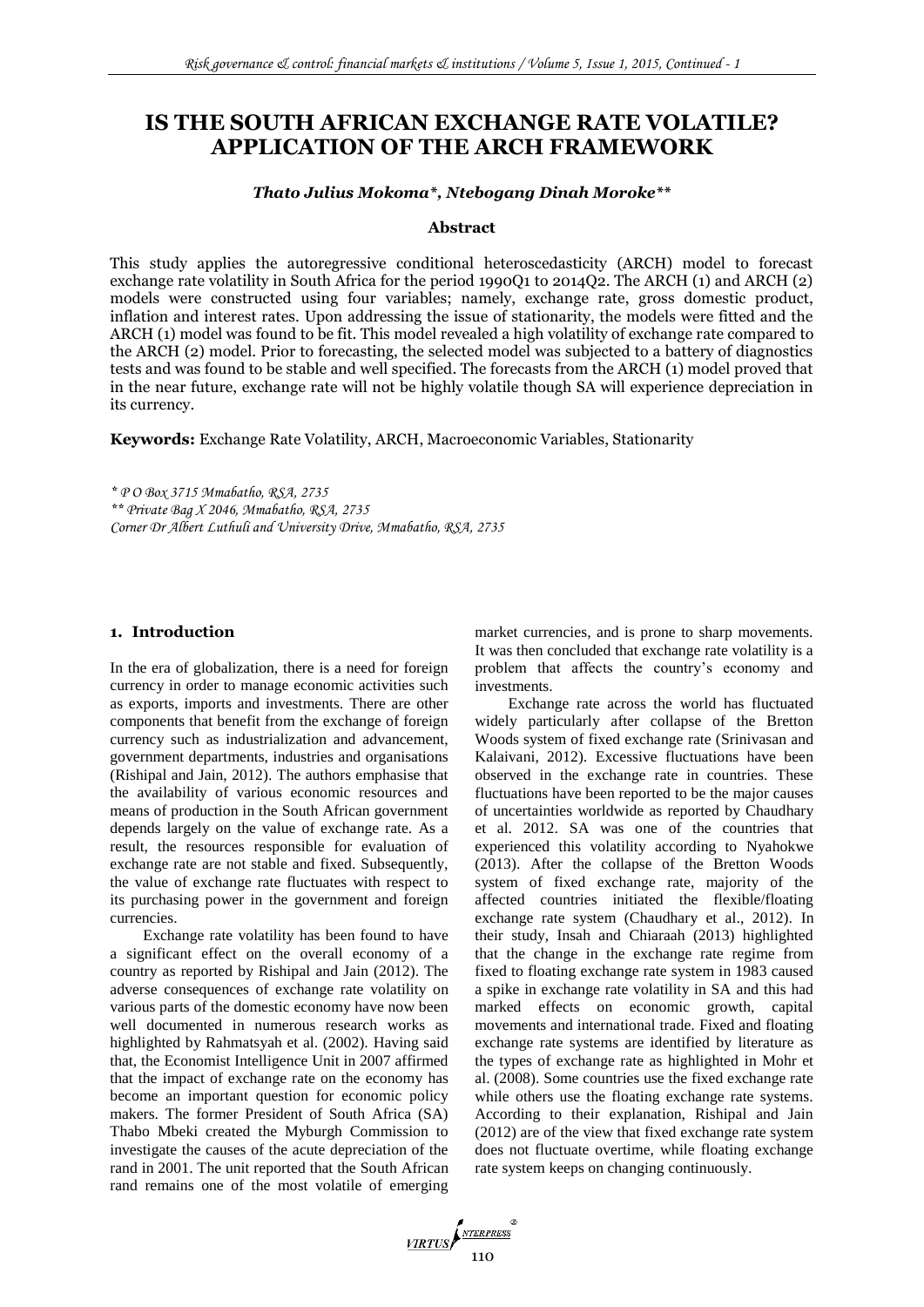# IS THE SOUTH AFRICAN EXCHANGE RATE VOLATILE? APPLICATION OF THE ARCH FRAMEWORK

***Thato Julius Mokoma*, Ntebogang Dinah Moroke*****

### Abstract

This study applies the autoregressive conditional heteroscedasticity (ARCH) model to forecast exchange rate volatility in South Africa for the period 1990Q1 to 2014Q2. The ARCH (1) and ARCH (2) models were constructed using four variables; namely, exchange rate, gross domestic product, inflation and interest rates. Upon addressing the issue of stationarity, the models were fitted and the ARCH (1) model was found to be fit. This model revealed a high volatility of exchange rate compared to the ARCH (2) model. Prior to forecasting, the selected model was subjected to a battery of diagnostics tests and was found to be stable and well specified. The forecasts from the ARCH (1) model proved that in the near future, exchange rate will not be highly volatile though SA will experience depreciation in its currency.

**Keywords:** Exchange Rate Volatility, ARCH, Macroeconomic Variables, Stationarity

*\* P O Box 3715 Mmabatho, RSA, 2735*
*\*\* Private Bag X 2046, Mmabatho, RSA, 2735*
*Corner Dr Albert Luthuli and University Drive, Mmabatho, RSA, 2735*

## 1. Introduction

In the era of globalization, there is a need for foreign currency in order to manage economic activities such as exports, imports and investments. There are other components that benefit from the exchange of foreign currency such as industrialization and advancement, government departments, industries and organisations (Rishipal and Jain, 2012). The authors emphasise that the availability of various economic resources and means of production in the South African government depends largely on the value of exchange rate. As a result, the resources responsible for evaluation of exchange rate are not stable and fixed. Subsequently, the value of exchange rate fluctuates with respect to its purchasing power in the government and foreign currencies.

Exchange rate volatility has been found to have a significant effect on the overall economy of a country as reported by Rishipal and Jain (2012). The adverse consequences of exchange rate volatility on various parts of the domestic economy have now been well documented in numerous research works as highlighted by Rahmatsyah et al. (2002). Having said that, the Economist Intelligence Unit in 2007 affirmed that the impact of exchange rate on the economy has become an important question for economic policy makers. The former President of South Africa (SA) Thabo Mbeki created the Myburgh Commission to investigate the causes of the acute depreciation of the rand in 2001. The unit reported that the South African rand remains one of the most volatile of emerging market currencies, and is prone to sharp movements. It was then concluded that exchange rate volatility is a problem that affects the country's economy and investments.

Exchange rate across the world has fluctuated widely particularly after collapse of the Bretton Woods system of fixed exchange rate (Srinivasan and Kalaivani, 2012). Excessive fluctuations have been observed in the exchange rate in countries. These fluctuations have been reported to be the major causes of uncertainties worldwide as reported by Chaudhary et al. 2012. SA was one of the countries that experienced this volatility according to Nyahokwe (2013). After the collapse of the Bretton Woods system of fixed exchange rate, majority of the affected countries initiated the flexible/floating exchange rate system (Chaudhary et al., 2012). In their study, Insah and Chiaraah (2013) highlighted that the change in the exchange rate regime from fixed to floating exchange rate system in 1983 caused a spike in exchange rate volatility in SA and this had marked effects on economic growth, capital movements and international trade. Fixed and floating exchange rate systems are identified by literature as the types of exchange rate as highlighted in Mohr et al. (2008). Some countries use the fixed exchange rate while others use the floating exchange rate systems. According to their explanation, Rishipal and Jain (2012) are of the view that fixed exchange rate system does not fluctuate overtime, while floating exchange rate system keeps on changing continuously.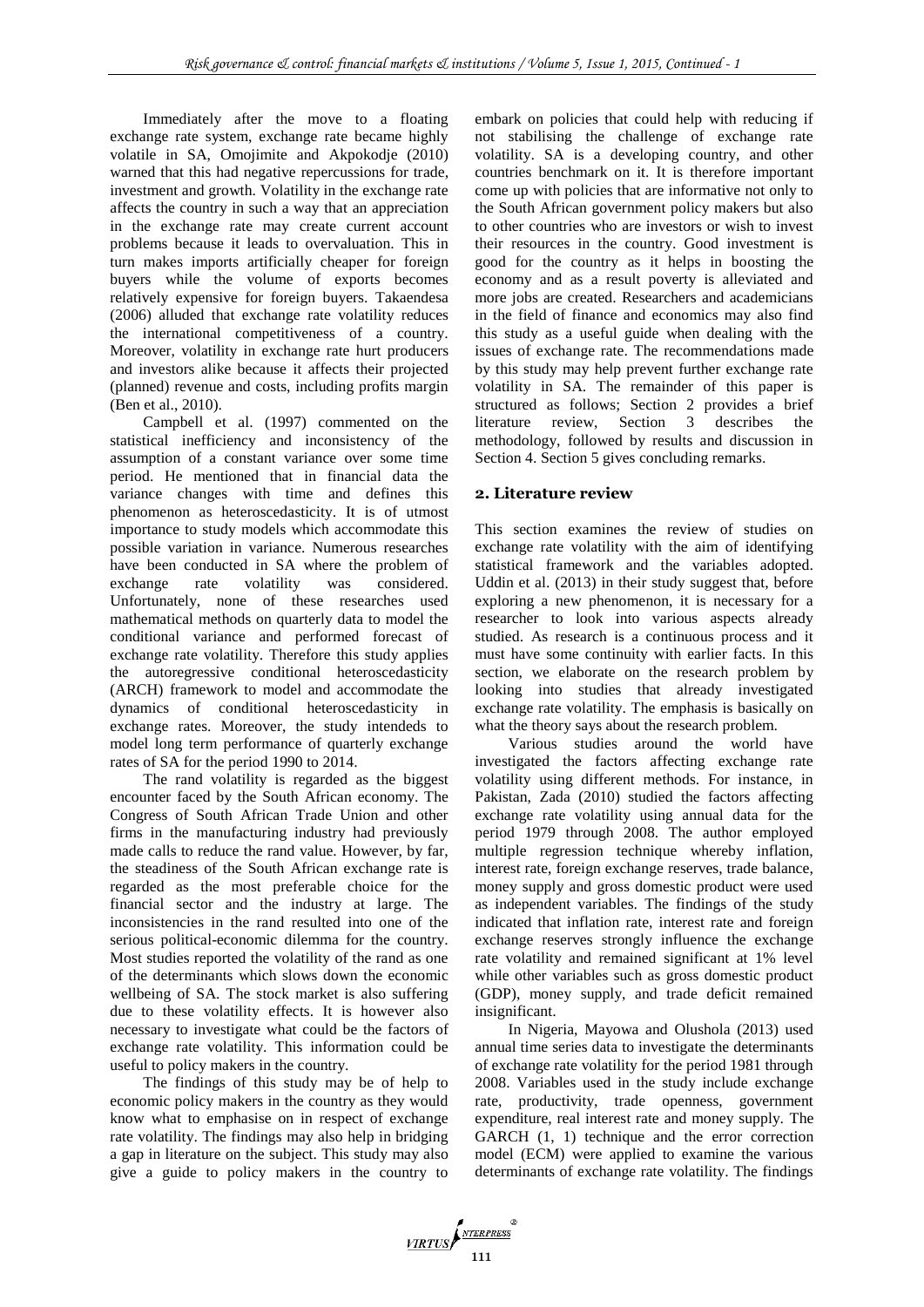Immediately after the move to a floating exchange rate system, exchange rate became highly volatile in SA, Omojimite and Akpokodje (2010) warned that this had negative repercussions for trade, investment and growth. Volatility in the exchange rate affects the country in such a way that an appreciation in the exchange rate may create current account problems because it leads to overvaluation. This in turn makes imports artificially cheaper for foreign buyers while the volume of exports becomes relatively expensive for foreign buyers. Takaendesa (2006) alluded that exchange rate volatility reduces the international competitiveness of a country. Moreover, volatility in exchange rate hurt producers and investors alike because it affects their projected (planned) revenue and costs, including profits margin (Ben et al., 2010).

Campbell et al. (1997) commented on the statistical inefficiency and inconsistency of the assumption of a constant variance over some time period. He mentioned that in financial data the variance changes with time and defines this phenomenon as heteroscedasticity. It is of utmost importance to study models which accommodate this possible variation in variance. Numerous researches have been conducted in SA where the problem of exchange rate volatility was considered. Unfortunately, none of these researches used mathematical methods on quarterly data to model the conditional variance and performed forecast of exchange rate volatility. Therefore this study applies the autoregressive conditional heteroscedasticity (ARCH) framework to model and accommodate the dynamics of conditional heteroscedasticity in exchange rates. Moreover, the study intendeds to model long term performance of quarterly exchange rates of SA for the period 1990 to 2014.

The rand volatility is regarded as the biggest encounter faced by the South African economy. The Congress of South African Trade Union and other firms in the manufacturing industry had previously made calls to reduce the rand value. However, by far, the steadiness of the South African exchange rate is regarded as the most preferable choice for the financial sector and the industry at large. The inconsistencies in the rand resulted into one of the serious political-economic dilemma for the country. Most studies reported the volatility of the rand as one of the determinants which slows down the economic wellbeing of SA. The stock market is also suffering due to these volatility effects. It is however also necessary to investigate what could be the factors of exchange rate volatility. This information could be useful to policy makers in the country.

The findings of this study may be of help to economic policy makers in the country as they would know what to emphasise on in respect of exchange rate volatility. The findings may also help in bridging a gap in literature on the subject. This study may also give a guide to policy makers in the country to embark on policies that could help with reducing if not stabilising the challenge of exchange rate volatility. SA is a developing country, and other countries benchmark on it. It is therefore important come up with policies that are informative not only to the South African government policy makers but also to other countries who are investors or wish to invest their resources in the country. Good investment is good for the country as it helps in boosting the economy and as a result poverty is alleviated and more jobs are created. Researchers and academicians in the field of finance and economics may also find this study as a useful guide when dealing with the issues of exchange rate. The recommendations made by this study may help prevent further exchange rate volatility in SA. The remainder of this paper is structured as follows; Section 2 provides a brief literature review, Section 3 describes the methodology, followed by results and discussion in Section 4. Section 5 gives concluding remarks.

## 2. Literature review

This section examines the review of studies on exchange rate volatility with the aim of identifying statistical framework and the variables adopted. Uddin et al. (2013) in their study suggest that, before exploring a new phenomenon, it is necessary for a researcher to look into various aspects already studied. As research is a continuous process and it must have some continuity with earlier facts. In this section, we elaborate on the research problem by looking into studies that already investigated exchange rate volatility. The emphasis is basically on what the theory says about the research problem.

Various studies around the world have investigated the factors affecting exchange rate volatility using different methods. For instance, in Pakistan, Zada (2010) studied the factors affecting exchange rate volatility using annual data for the period 1979 through 2008. The author employed multiple regression technique whereby inflation, interest rate, foreign exchange reserves, trade balance, money supply and gross domestic product were used as independent variables. The findings of the study indicated that inflation rate, interest rate and foreign exchange reserves strongly influence the exchange rate volatility and remained significant at 1% level while other variables such as gross domestic product (GDP), money supply, and trade deficit remained insignificant.

In Nigeria, Mayowa and Olushola (2013) used annual time series data to investigate the determinants of exchange rate volatility for the period 1981 through 2008. Variables used in the study include exchange rate, productivity, trade openness, government expenditure, real interest rate and money supply. The GARCH (1, 1) technique and the error correction model (ECM) were applied to examine the various determinants of exchange rate volatility. The findings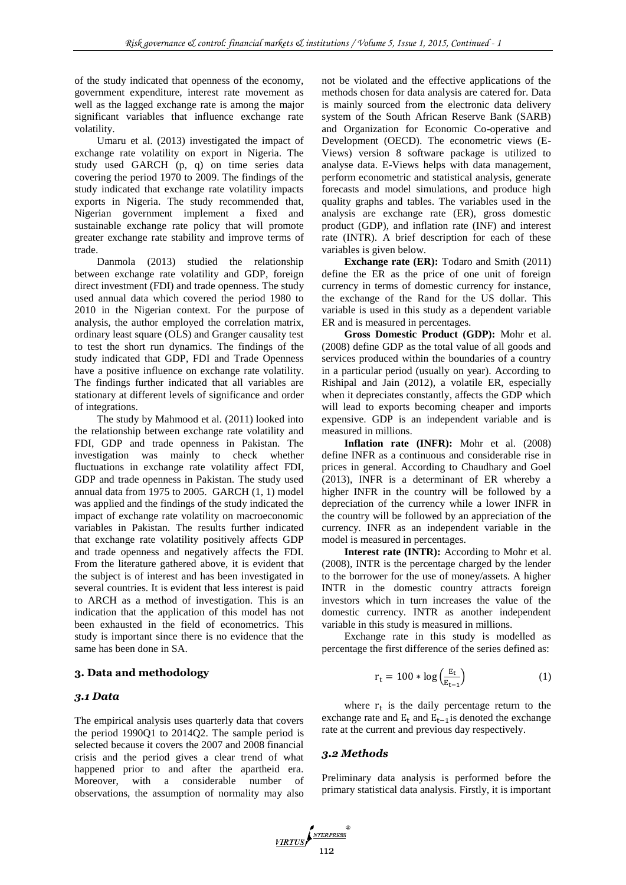of the study indicated that openness of the economy, government expenditure, interest rate movement as well as the lagged exchange rate is among the major significant variables that influence exchange rate volatility.

Umaru et al. (2013) investigated the impact of exchange rate volatility on export in Nigeria. The study used GARCH (p, q) on time series data covering the period 1970 to 2009. The findings of the study indicated that exchange rate volatility impacts exports in Nigeria. The study recommended that, Nigerian government implement a fixed and sustainable exchange rate policy that will promote greater exchange rate stability and improve terms of trade.

Danmola (2013) studied the relationship between exchange rate volatility and GDP, foreign direct investment (FDI) and trade openness. The study used annual data which covered the period 1980 to 2010 in the Nigerian context. For the purpose of analysis, the author employed the correlation matrix, ordinary least square (OLS) and Granger causality test to test the short run dynamics. The findings of the study indicated that GDP, FDI and Trade Openness have a positive influence on exchange rate volatility. The findings further indicated that all variables are stationary at different levels of significance and order of integrations.

The study by Mahmood et al. (2011) looked into the relationship between exchange rate volatility and FDI, GDP and trade openness in Pakistan. The investigation was mainly to check whether fluctuations in exchange rate volatility affect FDI, GDP and trade openness in Pakistan. The study used annual data from 1975 to 2005. GARCH (1, 1) model was applied and the findings of the study indicated the impact of exchange rate volatility on macroeconomic variables in Pakistan. The results further indicated that exchange rate volatility positively affects GDP and trade openness and negatively affects the FDI. From the literature gathered above, it is evident that the subject is of interest and has been investigated in several countries. It is evident that less interest is paid to ARCH as a method of investigation. This is an indication that the application of this model has not been exhausted in the field of econometrics. This study is important since there is no evidence that the same has been done in SA.

## 3. Data and methodology

### 3.1 Data

The empirical analysis uses quarterly data that covers the period 1990Q1 to 2014Q2. The sample period is selected because it covers the 2007 and 2008 financial crisis and the period gives a clear trend of what happened prior to and after the apartheid era. Moreover, with a considerable number of observations, the assumption of normality may also not be violated and the effective applications of the methods chosen for data analysis are catered for. Data is mainly sourced from the electronic data delivery system of the South African Reserve Bank (SARB) and Organization for Economic Co-operative and Development (OECD). The econometric views (E-Views) version 8 software package is utilized to analyse data. E-Views helps with data management, perform econometric and statistical analysis, generate forecasts and model simulations, and produce high quality graphs and tables. The variables used in the analysis are exchange rate (ER), gross domestic product (GDP), and inflation rate (INF) and interest rate (INTR). A brief description for each of these variables is given below.

**Exchange rate (ER):** Todaro and Smith (2011) define the ER as the price of one unit of foreign currency in terms of domestic currency for instance, the exchange of the Rand for the US dollar. This variable is used in this study as a dependent variable ER and is measured in percentages.

**Gross Domestic Product (GDP):** Mohr et al. (2008) define GDP as the total value of all goods and services produced within the boundaries of a country in a particular period (usually on year). According to Rishipal and Jain (2012), a volatile ER, especially when it depreciates constantly, affects the GDP which will lead to exports becoming cheaper and imports expensive. GDP is an independent variable and is measured in millions.

**Inflation rate (INFR):** Mohr et al. (2008) define INFR as a continuous and considerable rise in prices in general. According to Chaudhary and Goel (2013), INFR is a determinant of ER whereby a higher INFR in the country will be followed by a depreciation of the currency while a lower INFR in the country will be followed by an appreciation of the currency. INFR as an independent variable in the model is measured in percentages.

**Interest rate (INTR):** According to Mohr et al. (2008), INTR is the percentage charged by the lender to the borrower for the use of money/assets. A higher INTR in the domestic country attracts foreign investors which in turn increases the value of the domestic currency. INTR as another independent variable in this study is measured in millions.

Exchange rate in this study is modelled as percentage the first difference of the series defined as:

$$r_t = 100 * \log\left(\frac{E_t}{E_{t-1}}\right) \quad (1)$$

where $r_t$ is the daily percentage return to the exchange rate and $E_t$ and $E_{t-1}$ is denoted the exchange rate at the current and previous day respectively.

### 3.2 Methods

Preliminary data analysis is performed before the primary statistical data analysis. Firstly, it is important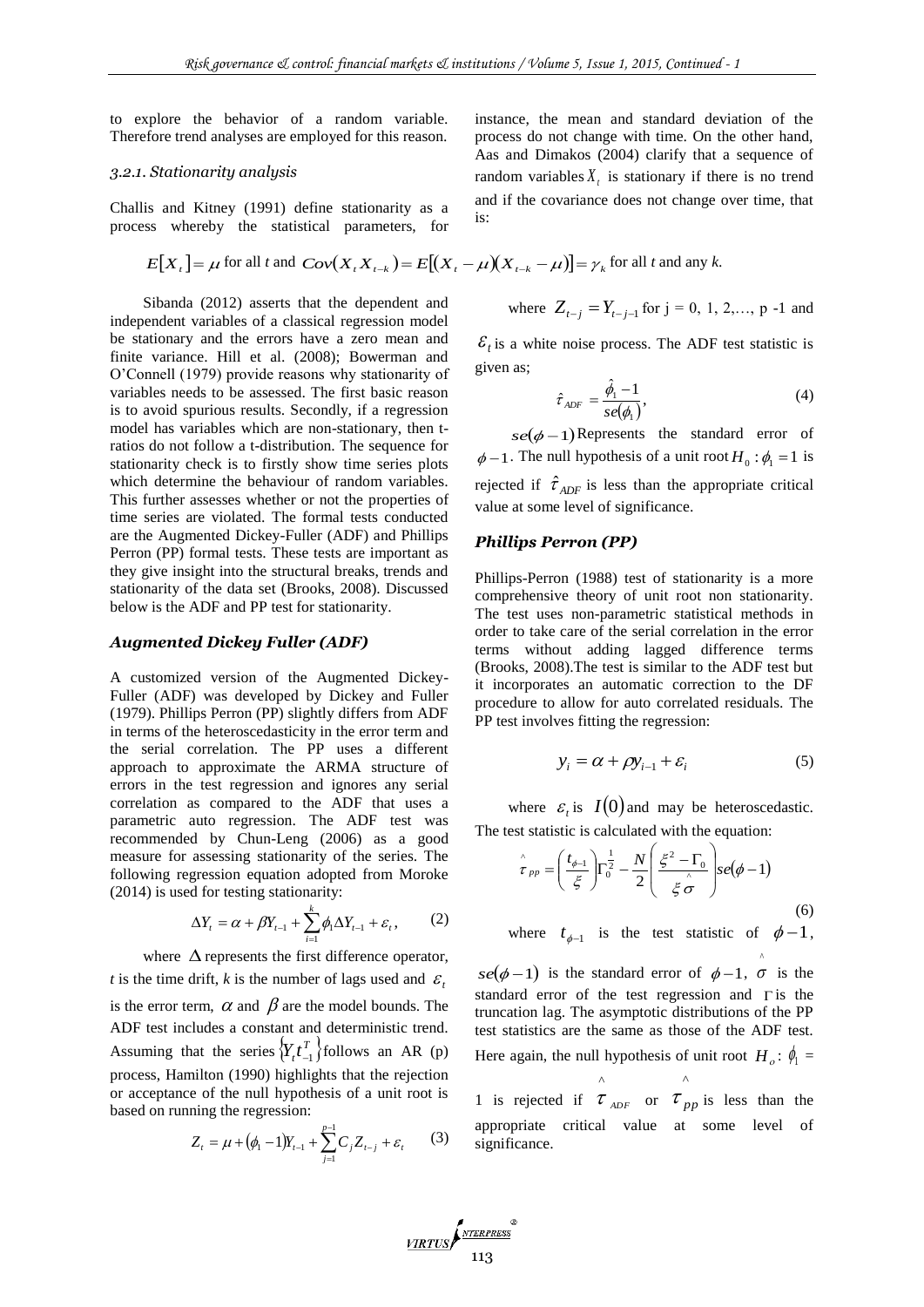to explore the behavior of a random variable. Therefore trend analyses are employed for this reason.

### *3.2.1. Stationarity analysis*

Challis and Kitney (1991) define stationarity as a process whereby the statistical parameters, for instance, the mean and standard deviation of the process do not change with time. On the other hand, Aas and Dimakos (2004) clarify that a sequence of random variables $X_t$ is stationary if there is no trend and if the covariance does not change over time, that is:

$$E[X_t] = \mu \text{ for all } t \text{ and } Cov(X_t X_{t-k}) = E[(X_t - \mu)(X_{t-k} - \mu)] = \gamma_k \text{ for all } t \text{ and any } k.$$

Sibanda (2012) asserts that the dependent and independent variables of a classical regression model be stationary and the errors have a zero mean and finite variance. Hill et al. (2008); Bowerman and O'Connell (1979) provide reasons why stationarity of variables needs to be assessed. The first basic reason is to avoid spurious results. Secondly, if a regression model has variables which are non-stationary, then t-ratios do not follow a t-distribution. The sequence for stationarity check is to firstly show time series plots which determine the behaviour of random variables. This further assesses whether or not the properties of time series are violated. The formal tests conducted are the Augmented Dickey-Fuller (ADF) and Phillips Perron (PP) formal tests. These tests are important as they give insight into the structural breaks, trends and stationarity of the data set (Brooks, 2008). Discussed below is the ADF and PP test for stationarity.

### *Augmented Dickey Fuller (ADF)*

A customized version of the Augmented Dickey-Fuller (ADF) was developed by Dickey and Fuller (1979). Phillips Perron (PP) slightly differs from ADF in terms of the heteroscedasticity in the error term and the serial correlation. The PP uses a different approach to approximate the ARMA structure of errors in the test regression and ignores any serial correlation as compared to the ADF that uses a parametric auto regression. The ADF test was recommended by Chun-Leng (2006) as a good measure for assessing stationarity of the series. The following regression equation adopted from Moroke (2014) is used for testing stationarity:

$$\Delta Y_t = \alpha + \beta Y_{t-1} + \sum_{i=1}^{k} \phi_1 \Delta Y_{t-1} + \varepsilon_t, \qquad (2)$$

where $\Delta$ represents the first difference operator, $t$ is the time drift, $k$ is the number of lags used and $\varepsilon_t$ is the error term, $\alpha$ and $\beta$ are the model bounds. The ADF test includes a constant and deterministic trend. Assuming that the series $\{Y_t t_{-1}^{T}\}$ follows an AR (p) process, Hamilton (1990) highlights that the rejection or acceptance of the null hypothesis of a unit root is based on running the regression:

$$Z_t = \mu + (\phi_1 - 1) Y_{t-1} + \sum_{j=1}^{p-1} C_j Z_{t-j} + \varepsilon_t \qquad (3)$$

where $Z_{t-j} = Y_{t-j-1}$ for j = 0, 1, 2,…, p -1 and $\varepsilon_t$ is a white noise process. The ADF test statistic is given as;

$$\hat{\tau}_{ADF} = \frac{\hat{\phi}_1 - 1}{se(\phi_1)}, \qquad (4)$$

$se(\phi - 1)$ Represents the standard error of $\phi - 1$. The null hypothesis of a unit root $H_0 : \phi_1 = 1$ is rejected if $\hat{\tau}_{ADF}$ is less than the appropriate critical value at some level of significance.

### *Phillips Perron (PP)*

Phillips-Perron (1988) test of stationarity is a more comprehensive theory of unit root non stationarity. The test uses non-parametric statistical methods in order to take care of the serial correlation in the error terms without adding lagged difference terms (Brooks, 2008).The test is similar to the ADF test but it incorporates an automatic correction to the DF procedure to allow for auto correlated residuals. The PP test involves fitting the regression:

$$y_i = \alpha + \rho y_{i-1} + \varepsilon_i \qquad (5)$$

where $\varepsilon_t$ is $I(0)$ and may be heteroscedastic. The test statistic is calculated with the equation:

$$\hat{\tau}_{PP} = \left(\frac{t_{\phi-1}}{\xi}\right)\Gamma_0^{\frac{1}{2}} - \frac{N}{2}\left(\frac{\xi^2 - \Gamma_0}{\xi \hat{\sigma}}\right) se(\phi - 1) \qquad (6)$$

where $t_{\phi-1}$ is the test statistic of $\phi - 1$, $se(\phi - 1)$ is the standard error of $\phi - 1$, $\hat{\sigma}$ is the standard error of the test regression and $\Gamma$ is the truncation lag. The asymptotic distributions of the PP test statistics are the same as those of the ADF test. Here again, the null hypothesis of unit root $H_o$: $\phi_1$ = 1 is rejected if $\hat{\tau}_{ADF}$ or $\hat{\tau}_{pp}$ is less than the appropriate critical value at some level of significance.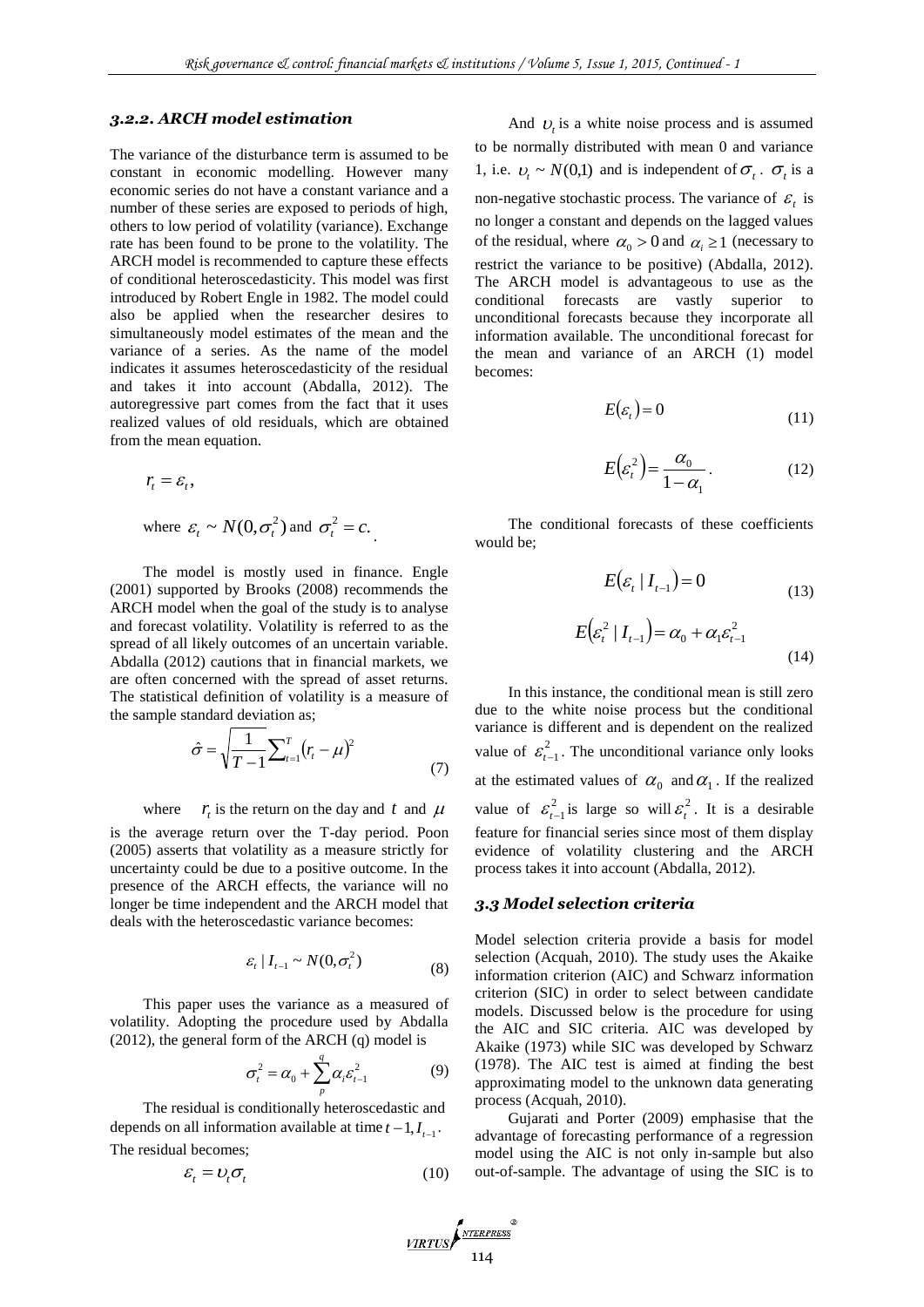### 3.2.2. ARCH model estimation

The variance of the disturbance term is assumed to be constant in economic modelling. However many economic series do not have a constant variance and a number of these series are exposed to periods of high, others to low period of volatility (variance). Exchange rate has been found to be prone to the volatility. The ARCH model is recommended to capture these effects of conditional heteroscedasticity. This model was first introduced by Robert Engle in 1982. The model could also be applied when the researcher desires to simultaneously model estimates of the mean and the variance of a series. As the name of the model indicates it assumes heteroscedasticity of the residual and takes it into account (Abdalla, 2012). The autoregressive part comes from the fact that it uses realized values of old residuals, which are obtained from the mean equation.

$$r_t = \varepsilon_t,$$

where $\varepsilon_t \sim N(0, \sigma_t^2)$ and $\sigma_t^2 = c.$

The model is mostly used in finance. Engle (2001) supported by Brooks (2008) recommends the ARCH model when the goal of the study is to analyse and forecast volatility. Volatility is referred to as the spread of all likely outcomes of an uncertain variable. Abdalla (2012) cautions that in financial markets, we are often concerned with the spread of asset returns. The statistical definition of volatility is a measure of the sample standard deviation as;

$$\hat{\sigma} = \sqrt{\frac{1}{T-1}\sum_{t=1}^{T}(r_t - \mu)^2} \tag{7}$$

where $r_t$ is the return on the day and $t$ and $\mu$ is the average return over the T-day period. Poon (2005) asserts that volatility as a measure strictly for uncertainty could be due to a positive outcome. In the presence of the ARCH effects, the variance will no longer be time independent and the ARCH model that deals with the heteroscedastic variance becomes:

$$\varepsilon_t \mid I_{t-1} \sim N(0, \sigma_t^2) \tag{8}$$

This paper uses the variance as a measured of volatility. Adopting the procedure used by Abdalla (2012), the general form of the ARCH (q) model is

$$\sigma_t^2 = \alpha_0 + \sum_{p}^{q} \alpha_i \varepsilon_{t-1}^2 \tag{9}$$

The residual is conditionally heteroscedastic and depends on all information available at time $t-1, I_{t-1}$. The residual becomes;

$$\varepsilon_t = \upsilon_t \sigma_t \tag{10}$$

And $\upsilon_t$ is a white noise process and is assumed to be normally distributed with mean 0 and variance 1, i.e. $\upsilon_t \sim N(0,1)$ and is independent of $\sigma_t$. $\sigma_t$ is a non-negative stochastic process. The variance of $\varepsilon_t$ is no longer a constant and depends on the lagged values of the residual, where $\alpha_0 > 0$ and $\alpha_i \geq 1$ (necessary to restrict the variance to be positive) (Abdalla, 2012). The ARCH model is advantageous to use as the conditional forecasts are vastly superior to unconditional forecasts because they incorporate all information available. The unconditional forecast for the mean and variance of an ARCH (1) model becomes:

$$E(\varepsilon_t) = 0 \tag{11}$$

$$E(\varepsilon_t^2) = \frac{\alpha_0}{1-\alpha_1}. \tag{12}$$

The conditional forecasts of these coefficients would be;

$$E(\varepsilon_t \mid I_{t-1}) = 0 \tag{13}$$

$$E(\varepsilon_t^2 \mid I_{t-1}) = \alpha_0 + \alpha_1 \varepsilon_{t-1}^2 \tag{14}$$

In this instance, the conditional mean is still zero due to the white noise process but the conditional variance is different and is dependent on the realized value of $\varepsilon_{t-1}^2$. The unconditional variance only looks at the estimated values of $\alpha_0$ and $\alpha_1$. If the realized value of $\varepsilon_{t-1}^2$ is large so will $\varepsilon_t^2$. It is a desirable feature for financial series since most of them display evidence of volatility clustering and the ARCH process takes it into account (Abdalla, 2012).

### 3.3 Model selection criteria

Model selection criteria provide a basis for model selection (Acquah, 2010). The study uses the Akaike information criterion (AIC) and Schwarz information criterion (SIC) in order to select between candidate models. Discussed below is the procedure for using the AIC and SIC criteria. AIC was developed by Akaike (1973) while SIC was developed by Schwarz (1978). The AIC test is aimed at finding the best approximating model to the unknown data generating process (Acquah, 2010).

Gujarati and Porter (2009) emphasise that the advantage of forecasting performance of a regression model using the AIC is not only in-sample but also out-of-sample. The advantage of using the SIC is to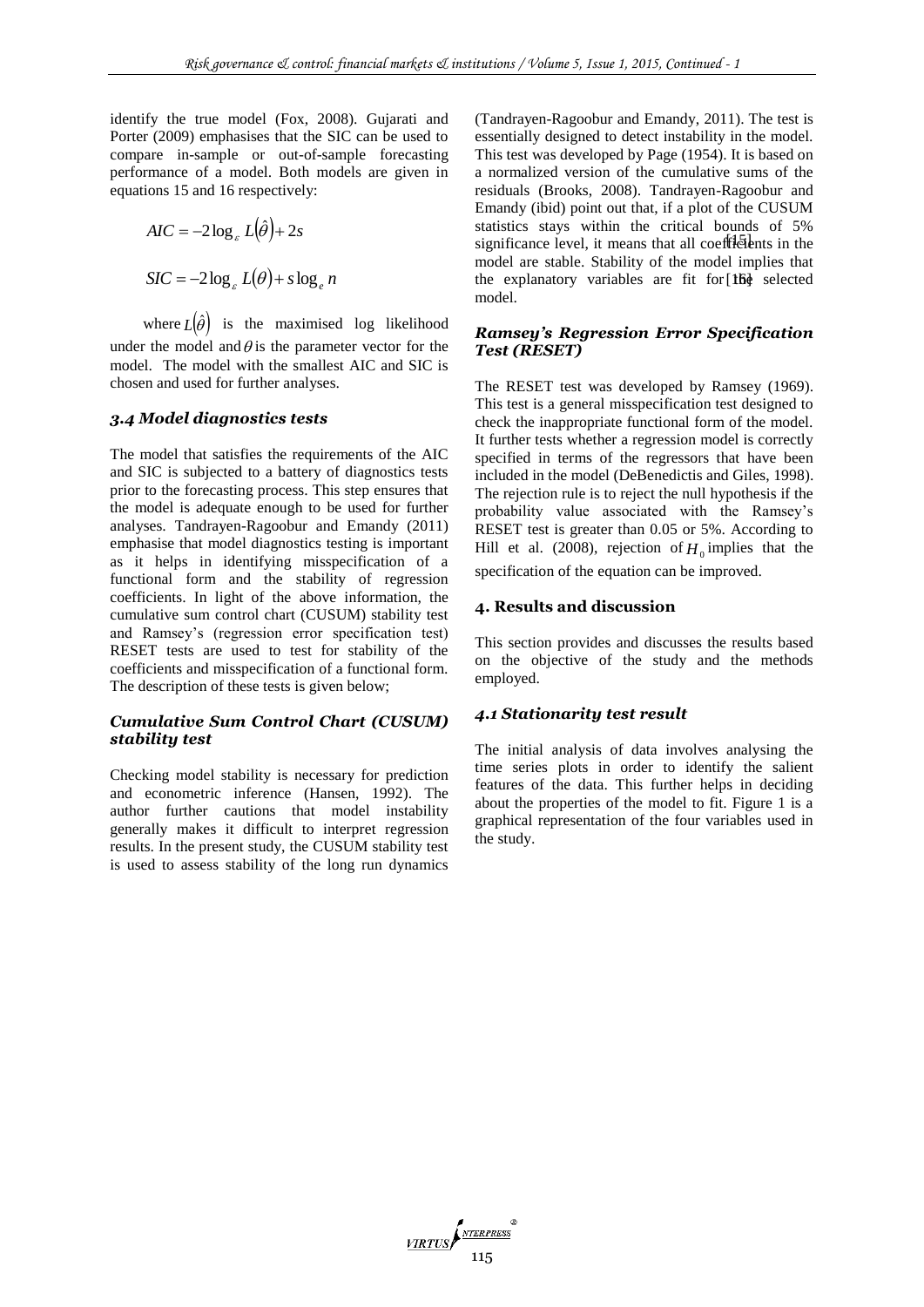identify the true model (Fox, 2008). Gujarati and Porter (2009) emphasises that the SIC can be used to compare in-sample or out-of-sample forecasting performance of a model. Both models are given in equations 15 and 16 respectively:

$$AIC = -2\log_{\varepsilon} L(\hat{\theta}) + 2s$$

$$SIC = -2\log_{\varepsilon} L(\theta) + s\log_{e} n$$

where $L(\hat{\theta})$ is the maximised log likelihood under the model and $\theta$ is the parameter vector for the model. The model with the smallest AIC and SIC is chosen and used for further analyses.

### *3.4 Model diagnostics tests*

The model that satisfies the requirements of the AIC and SIC is subjected to a battery of diagnostics tests prior to the forecasting process. This step ensures that the model is adequate enough to be used for further analyses. Tandrayen-Ragoobur and Emandy (2011) emphasise that model diagnostics testing is important as it helps in identifying misspecification of a functional form and the stability of regression coefficients. In light of the above information, the cumulative sum control chart (CUSUM) stability test and Ramsey's (regression error specification test) RESET tests are used to test for stability of the coefficients and misspecification of a functional form. The description of these tests is given below;

#### *Cumulative Sum Control Chart (CUSUM) stability test*

Checking model stability is necessary for prediction and econometric inference (Hansen, 1992). The author further cautions that model instability generally makes it difficult to interpret regression results. In the present study, the CUSUM stability test is used to assess stability of the long run dynamics (Tandrayen-Ragoobur and Emandy, 2011). The test is essentially designed to detect instability in the model. This test was developed by Page (1954). It is based on a normalized version of the cumulative sums of the residuals (Brooks, 2008). Tandrayen-Ragoobur and Emandy (ibid) point out that, if a plot of the CUSUM statistics stays within the critical bounds of 5% significance level, it means that all coefficients in the model are stable. Stability of the model implies that the explanatory variables are fit for the selected model.

#### *Ramsey's Regression Error Specification Test (RESET)*

The RESET test was developed by Ramsey (1969). This test is a general misspecification test designed to check the inappropriate functional form of the model. It further tests whether a regression model is correctly specified in terms of the regressors that have been included in the model (DeBenedictis and Giles, 1998). The rejection rule is to reject the null hypothesis if the probability value associated with the Ramsey's RESET test is greater than 0.05 or 5%. According to Hill et al. (2008), rejection of $H_0$ implies that the specification of the equation can be improved.

## 4. Results and discussion

This section provides and discusses the results based on the objective of the study and the methods employed.

### *4.1 Stationarity test result*

The initial analysis of data involves analysing the time series plots in order to identify the salient features of the data. This further helps in deciding about the properties of the model to fit. Figure 1 is a graphical representation of the four variables used in the study.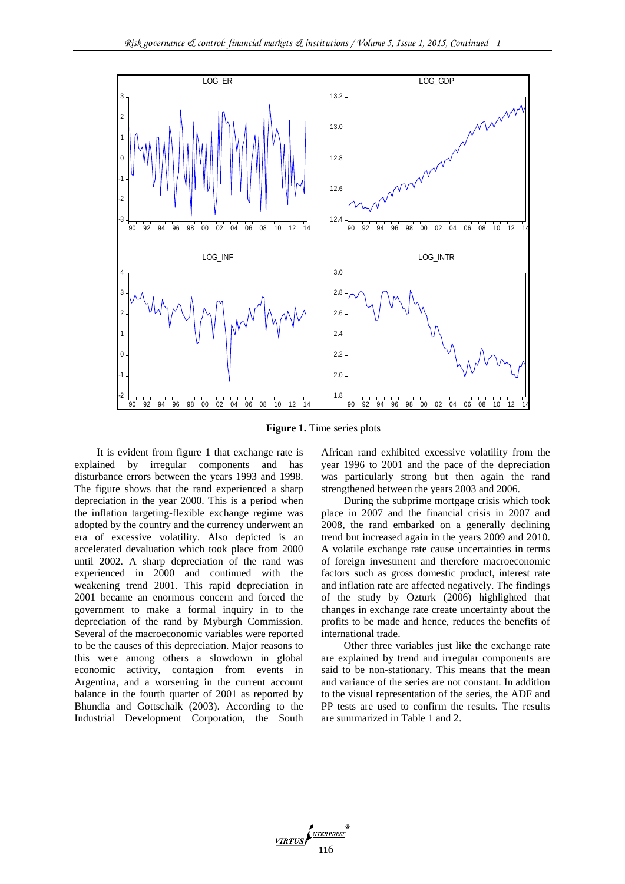**Figure 1.** Time series plots

It is evident from figure 1 that exchange rate is explained by irregular components and has disturbance errors between the years 1993 and 1998. The figure shows that the rand experienced a sharp depreciation in the year 2000. This is a period when the inflation targeting-flexible exchange regime was adopted by the country and the currency underwent an era of excessive volatility. Also depicted is an accelerated devaluation which took place from 2000 until 2002. A sharp depreciation of the rand was experienced in 2000 and continued with the weakening trend 2001. This rapid depreciation in 2001 became an enormous concern and forced the government to make a formal inquiry in to the depreciation of the rand by Myburgh Commission. Several of the macroeconomic variables were reported to be the causes of this depreciation. Major reasons to this were among others a slowdown in global economic activity, contagion from events in Argentina, and a worsening in the current account balance in the fourth quarter of 2001 as reported by Bhundia and Gottschalk (2003). According to the Industrial Development Corporation, the South African rand exhibited excessive volatility from the year 1996 to 2001 and the pace of the depreciation was particularly strong but then again the rand strengthened between the years 2003 and 2006.

During the subprime mortgage crisis which took place in 2007 and the financial crisis in 2007 and 2008, the rand embarked on a generally declining trend but increased again in the years 2009 and 2010. A volatile exchange rate cause uncertainties in terms of foreign investment and therefore macroeconomic factors such as gross domestic product, interest rate and inflation rate are affected negatively. The findings of the study by Ozturk (2006) highlighted that changes in exchange rate create uncertainty about the profits to be made and hence, reduces the benefits of international trade.

Other three variables just like the exchange rate are explained by trend and irregular components are said to be non-stationary. This means that the mean and variance of the series are not constant. In addition to the visual representation of the series, the ADF and PP tests are used to confirm the results. The results are summarized in Table 1 and 2.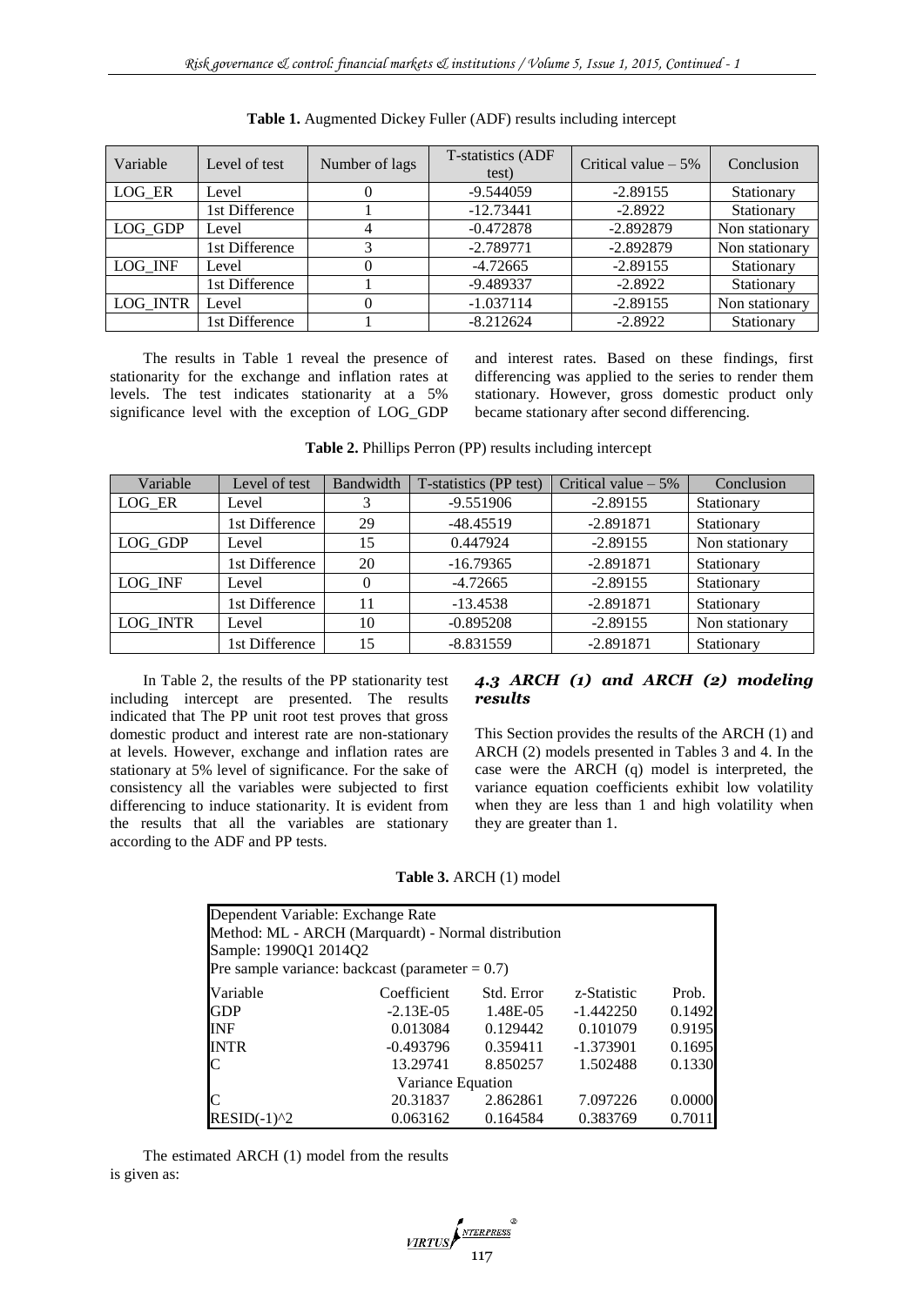**Table 1.** Augmented Dickey Fuller (ADF) results including intercept

| Variable | Level of test | Number of lags | T-statistics (ADF test) | Critical value – 5% | Conclusion |
|---|---|---|---|---|---|
| LOG_ER | Level | 0 | -9.544059 | -2.89155 | Stationary |
| | 1st Difference | 1 | -12.73441 | -2.8922 | Stationary |
| LOG_GDP | Level | 4 | -0.472878 | -2.892879 | Non stationary |
| | 1st Difference | 3 | -2.789771 | -2.892879 | Non stationary |
| LOG_INF | Level | 0 | -4.72665 | -2.89155 | Stationary |
| | 1st Difference | 1 | -9.489337 | -2.8922 | Stationary |
| LOG_INTR | Level | 0 | -1.037114 | -2.89155 | Non stationary |
| | 1st Difference | 1 | -8.212624 | -2.8922 | Stationary |

The results in Table 1 reveal the presence of stationarity for the exchange and inflation rates at levels. The test indicates stationarity at a 5% significance level with the exception of LOG_GDP and interest rates. Based on these findings, first differencing was applied to the series to render them stationary. However, gross domestic product only became stationary after second differencing.

**Table 2.** Phillips Perron (PP) results including intercept

| Variable | Level of test | Bandwidth | T-statistics (PP test) | Critical value – 5% | Conclusion |
|---|---|---|---|---|---|
| LOG_ER | Level | 3 | -9.551906 | -2.89155 | Stationary |
| | 1st Difference | 29 | -48.45519 | -2.891871 | Stationary |
| LOG_GDP | Level | 15 | 0.447924 | -2.89155 | Non stationary |
| | 1st Difference | 20 | -16.79365 | -2.891871 | Stationary |
| LOG_INF | Level | 0 | -4.72665 | -2.89155 | Stationary |
| | 1st Difference | 11 | -13.4538 | -2.891871 | Stationary |
| LOG_INTR | Level | 10 | -0.895208 | -2.89155 | Non stationary |
| | 1st Difference | 15 | -8.831559 | -2.891871 | Stationary |

In Table 2, the results of the PP stationarity test including intercept are presented. The results indicated that The PP unit root test proves that gross domestic product and interest rate are non-stationary at levels. However, exchange and inflation rates are stationary at 5% level of significance. For the sake of consistency all the variables were subjected to first differencing to induce stationarity. It is evident from the results that all the variables are stationary according to the ADF and PP tests.

### *4.3 ARCH (1) and ARCH (2) modeling results*

This Section provides the results of the ARCH (1) and ARCH (2) models presented in Tables 3 and 4. In the case were the ARCH (q) model is interpreted, the variance equation coefficients exhibit low volatility when they are less than 1 and high volatility when they are greater than 1.

**Table 3.** ARCH (1) model

Dependent Variable: Exchange Rate
Method: ML - ARCH (Marquardt) - Normal distribution
Sample: 1990Q1 2014Q2
Pre sample variance: backcast (parameter = 0.7)

| Variable | Coefficient | Std. Error | z-Statistic | Prob. |
|---|---|---|---|---|
| GDP | -2.13E-05 | 1.48E-05 | -1.442250 | 0.1492 |
| INF | 0.013084 | 0.129442 | 0.101079 | 0.9195 |
| INTR | -0.493796 | 0.359411 | -1.373901 | 0.1695 |
| C | 13.29741 | 8.850257 | 1.502488 | 0.1330 |
| | Variance Equation | | | |
| C | 20.31837 | 2.862861 | 7.097226 | 0.0000 |
| RESID(-1)^2 | 0.063162 | 0.164584 | 0.383769 | 0.7011 |

The estimated ARCH (1) model from the results is given as: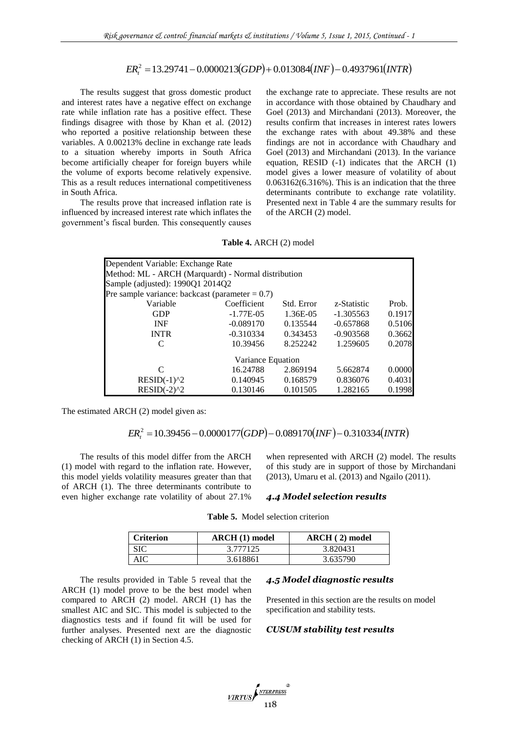$$ER_t^2 = 13.29741 - 0.0000213(GDP) + 0.013084(INF) - 0.4937961(INTR)$$

The results suggest that gross domestic product and interest rates have a negative effect on exchange rate while inflation rate has a positive effect. These findings disagree with those by Khan et al. (2012) who reported a positive relationship between these variables. A 0.00213% decline in exchange rate leads to a situation whereby imports in South Africa become artificially cheaper for foreign buyers while the volume of exports become relatively expensive. This as a result reduces international competitiveness in South Africa.

The results prove that increased inflation rate is influenced by increased interest rate which inflates the government's fiscal burden. This consequently causes the exchange rate to appreciate. These results are not in accordance with those obtained by Chaudhary and Goel (2013) and Mirchandani (2013). Moreover, the results confirm that increases in interest rates lowers the exchange rates with about 49.38% and these findings are not in accordance with Chaudhary and Goel (2013) and Mirchandani (2013). In the variance equation, RESID (-1) indicates that the ARCH (1) model gives a lower measure of volatility of about 0.063162(6.316%). This is an indication that the three determinants contribute to exchange rate volatility. Presented next in Table 4 are the summary results for of the ARCH (2) model.

**Table 4.** ARCH (2) model

| Dependent Variable: Exchange Rate | | | | |
|---|---|---|---|---|
| Method: ML - ARCH (Marquardt) - Normal distribution | | | | |
| Sample (adjusted): 1990Q1 2014Q2 | | | | |
| Pre sample variance: backcast (parameter = 0.7) | | | | |
| Variable | Coefficient | Std. Error | z-Statistic | Prob. |
| GDP | -1.77E-05 | 1.36E-05 | -1.305563 | 0.1917 |
| INF | -0.089170 | 0.135544 | -0.657868 | 0.5106 |
| INTR | -0.310334 | 0.343453 | -0.903568 | 0.3662 |
| C | 10.39456 | 8.252242 | 1.259605 | 0.2078 |
| | Variance Equation | | | |
| C | 16.24788 | 2.869194 | 5.662874 | 0.0000 |
| RESID(-1)^2 | 0.140945 | 0.168579 | 0.836076 | 0.4031 |
| RESID(-2)^2 | 0.130146 | 0.101505 | 1.282165 | 0.1998 |

The estimated ARCH (2) model given as:

$$ER_t^2 = 10.39456 - 0.0000177(GDP) - 0.089170(INF) - 0.310334(INTR)$$

The results of this model differ from the ARCH (1) model with regard to the inflation rate. However, this model yields volatility measures greater than that of ARCH (1). The three determinants contribute to even higher exchange rate volatility of about 27.1% when represented with ARCH (2) model. The results of this study are in support of those by Mirchandani (2013), Umaru et al. (2013) and Ngailo (2011).

### *4.4 Model selection results*

**Table 5.** Model selection criterion

| Criterion | ARCH (1) model | ARCH ( 2) model |
|---|---|---|
| SIC | 3.777125 | 3.820431 |
| AIC | 3.618861 | 3.635790 |

The results provided in Table 5 reveal that the ARCH (1) model prove to be the best model when compared to ARCH (2) model. ARCH (1) has the smallest AIC and SIC. This model is subjected to the diagnostics tests and if found fit will be used for further analyses. Presented next are the diagnostic checking of ARCH (1) in Section 4.5.

### *4.5 Model diagnostic results*

Presented in this section are the results on model specification and stability tests.

#### *CUSUM stability test results*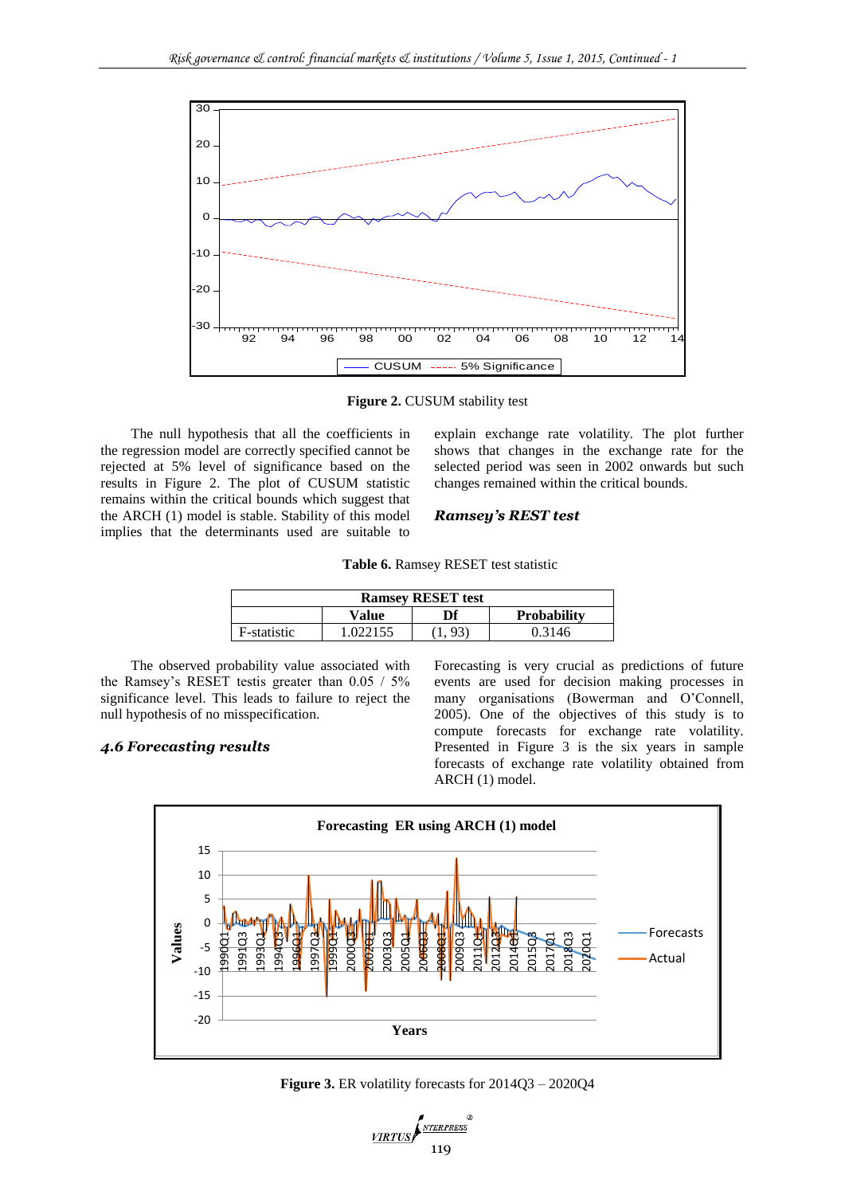**Figure 2.** CUSUM stability test

The null hypothesis that all the coefficients in the regression model are correctly specified cannot be rejected at 5% level of significance based on the results in Figure 2. The plot of CUSUM statistic remains within the critical bounds which suggest that the ARCH (1) model is stable. Stability of this model implies that the determinants used are suitable to explain exchange rate volatility. The plot further shows that changes in the exchange rate for the selected period was seen in 2002 onwards but such changes remained within the critical bounds.

### *Ramsey's REST test*

**Table 6.** Ramsey RESET test statistic

| Ramsey RESET test | | | |
|---|---|---|---|
| | **Value** | **Df** | **Probability** |
| F-statistic | 1.022155 | (1, 93) | 0.3146 |

The observed probability value associated with the Ramsey's RESET testis greater than 0.05 / 5% significance level. This leads to failure to reject the null hypothesis of no misspecification.

### *4.6 Forecasting results*

Forecasting is very crucial as predictions of future events are used for decision making processes in many organisations (Bowerman and O'Connell, 2005). One of the objectives of this study is to compute forecasts for exchange rate volatility. Presented in Figure 3 is the six years in sample forecasts of exchange rate volatility obtained from ARCH (1) model.

**Figure 3.** ER volatility forecasts for 2014Q3 – 2020Q4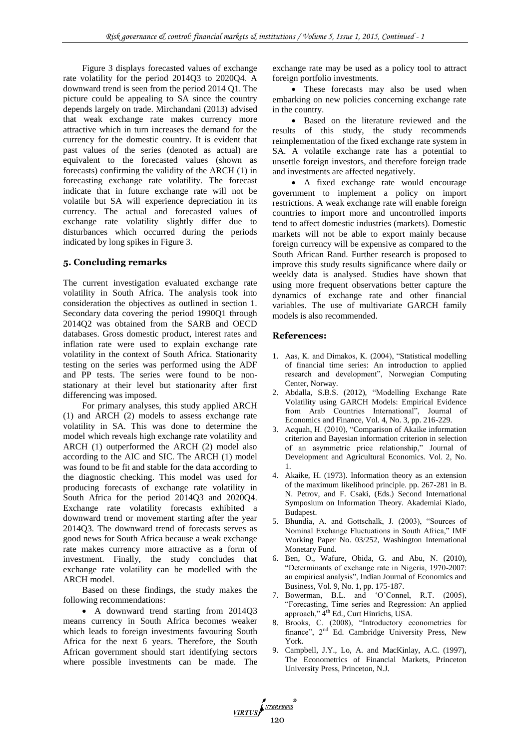Figure 3 displays forecasted values of exchange rate volatility for the period 2014Q3 to 2020Q4. A downward trend is seen from the period 2014 Q1. The picture could be appealing to SA since the country depends largely on trade. Mirchandani (2013) advised that weak exchange rate makes currency more attractive which in turn increases the demand for the currency for the domestic country. It is evident that past values of the series (denoted as actual) are equivalent to the forecasted values (shown as forecasts) confirming the validity of the ARCH (1) in forecasting exchange rate volatility. The forecast indicate that in future exchange rate will not be volatile but SA will experience depreciation in its currency. The actual and forecasted values of exchange rate volatility slightly differ due to disturbances which occurred during the periods indicated by long spikes in Figure 3.

## 5. Concluding remarks

The current investigation evaluated exchange rate volatility in South Africa. The analysis took into consideration the objectives as outlined in section 1. Secondary data covering the period 1990Q1 through 2014Q2 was obtained from the SARB and OECD databases. Gross domestic product, interest rates and inflation rate were used to explain exchange rate volatility in the context of South Africa. Stationarity testing on the series was performed using the ADF and PP tests. The series were found to be non-stationary at their level but stationarity after first differencing was imposed.

For primary analyses, this study applied ARCH (1) and ARCH (2) models to assess exchange rate volatility in SA. This was done to determine the model which reveals high exchange rate volatility and ARCH (1) outperformed the ARCH (2) model also according to the AIC and SIC. The ARCH (1) model was found to be fit and stable for the data according to the diagnostic checking. This model was used for producing forecasts of exchange rate volatility in South Africa for the period 2014Q3 and 2020Q4. Exchange rate volatility forecasts exhibited a downward trend or movement starting after the year 2014Q3. The downward trend of forecasts serves as good news for South Africa because a weak exchange rate makes currency more attractive as a form of investment. Finally, the study concludes that exchange rate volatility can be modelled with the ARCH model.

Based on these findings, the study makes the following recommendations:

- A downward trend starting from 2014Q3 means currency in South Africa becomes weaker which leads to foreign investments favouring South Africa for the next 6 years. Therefore, the South African government should start identifying sectors where possible investments can be made. The exchange rate may be used as a policy tool to attract foreign portfolio investments.
- These forecasts may also be used when embarking on new policies concerning exchange rate in the country.
- Based on the literature reviewed and the results of this study, the study recommends reimplementation of the fixed exchange rate system in SA. A volatile exchange rate has a potential to unsettle foreign investors, and therefore foreign trade and investments are affected negatively.
- A fixed exchange rate would encourage government to implement a policy on import restrictions. A weak exchange rate will enable foreign countries to import more and uncontrolled imports tend to affect domestic industries (markets). Domestic markets will not be able to export mainly because foreign currency will be expensive as compared to the South African Rand. Further research is proposed to improve this study results significance where daily or weekly data is analysed. Studies have shown that using more frequent observations better capture the dynamics of exchange rate and other financial variables. The use of multivariate GARCH family models is also recommended.

## References:

1. Aas, K. and Dimakos, K. (2004), "Statistical modelling of financial time series: An introduction to applied research and development", Norwegian Computing Center, Norway.
2. Abdalla, S.B.S. (2012), "Modelling Exchange Rate Volatility using GARCH Models: Empirical Evidence from Arab Countries International", Journal of Economics and Finance, Vol. 4, No. 3, pp. 216-229.
3. Acquah, H. (2010), "Comparison of Akaike information criterion and Bayesian information criterion in selection of an asymmetric price relationship," Journal of Development and Agricultural Economics. Vol. 2, No. 1.
4. Akaike, H. (1973). Information theory as an extension of the maximum likelihood principle. pp. 267-281 in B. N. Petrov, and F. Csaki, (Eds.) Second International Symposium on Information Theory. Akademiai Kiado, Budapest.
5. Bhundia, A. and Gottschalk, J. (2003), "Sources of Nominal Exchange Fluctuations in South Africa," IMF Working Paper No. 03/252, Washington International Monetary Fund.
6. Ben, O., Wafure, Obida, G. and Abu, N. (2010), "Determinants of exchange rate in Nigeria, 1970-2007: an empirical analysis", Indian Journal of Economics and Business, Vol. 9, No. 1, pp. 175-187.
7. Bowerman, B.L. and 'O'Connel, R.T. (2005), "Forecasting, Time series and Regression: An applied approach," 4th Ed., Curt Hinrichs, USA.
8. Brooks, C. (2008), "Introductory econometrics for finance", 2nd Ed. Cambridge University Press, New York.
9. Campbell, J.Y., Lo, A. and MacKinlay, A.C. (1997), The Econometrics of Financial Markets, Princeton University Press, Princeton, N.J.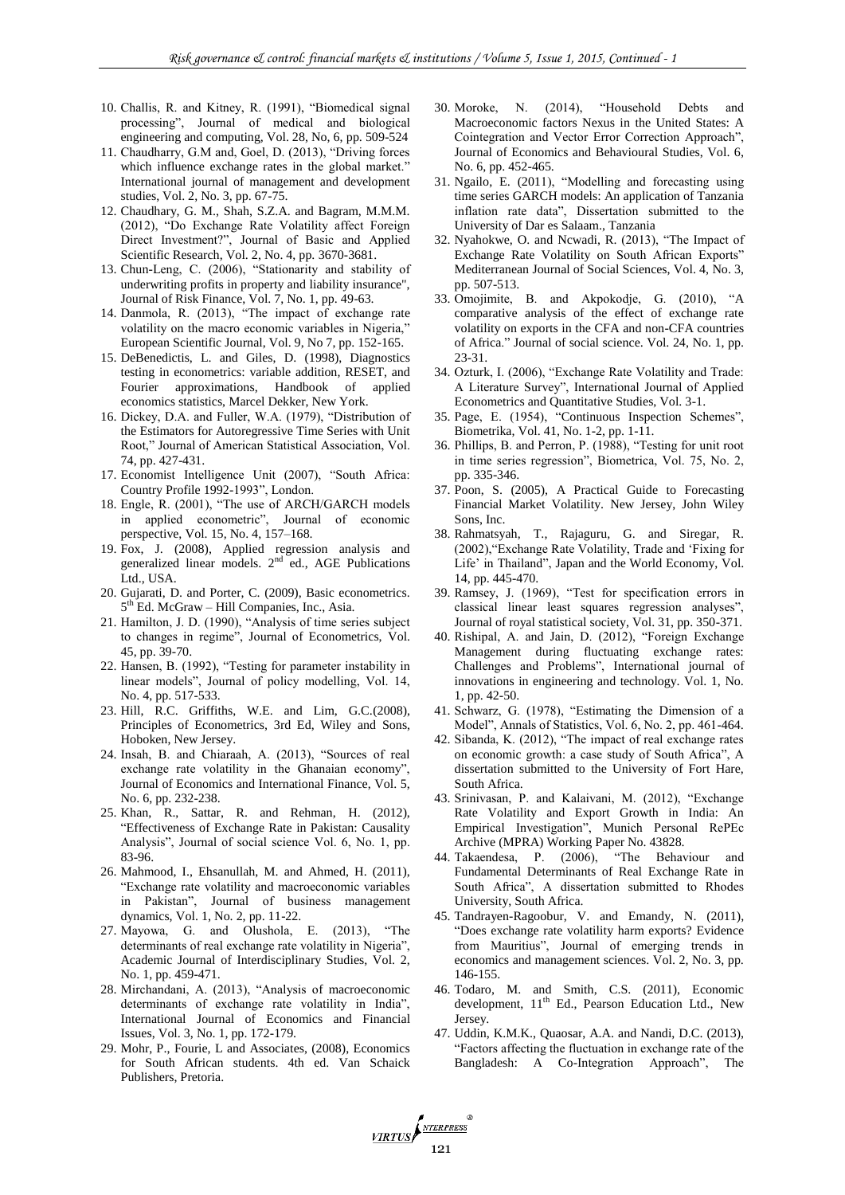10. Challis, R. and Kitney, R. (1991), "Biomedical signal processing", Journal of medical and biological engineering and computing, Vol. 28, No, 6, pp. 509-524
11. Chaudharry, G.M and, Goel, D. (2013), "Driving forces which influence exchange rates in the global market." International journal of management and development studies, Vol. 2, No. 3, pp. 67-75.
12. Chaudhary, G. M., Shah, S.Z.A. and Bagram, M.M.M. (2012), "Do Exchange Rate Volatility affect Foreign Direct Investment?", Journal of Basic and Applied Scientific Research, Vol. 2, No. 4, pp. 3670-3681.
13. Chun-Leng, C. (2006), "Stationarity and stability of underwriting profits in property and liability insurance", Journal of Risk Finance, Vol. 7, No. 1, pp. 49-63.
14. Danmola, R. (2013), "The impact of exchange rate volatility on the macro economic variables in Nigeria," European Scientific Journal, Vol. 9, No 7, pp. 152-165.
15. DeBenedictis, L. and Giles, D. (1998), Diagnostics testing in econometrics: variable addition, RESET, and Fourier approximations, Handbook of applied economics statistics, Marcel Dekker, New York.
16. Dickey, D.A. and Fuller, W.A. (1979), "Distribution of the Estimators for Autoregressive Time Series with Unit Root," Journal of American Statistical Association, Vol. 74, pp. 427-431.
17. Economist Intelligence Unit (2007), "South Africa: Country Profile 1992-1993", London.
18. Engle, R. (2001), "The use of ARCH/GARCH models in applied econometric", Journal of economic perspective, Vol. 15, No. 4, 157–168.
19. Fox, J. (2008), Applied regression analysis and generalized linear models. 2nd ed., AGE Publications Ltd., USA.
20. Gujarati, D. and Porter, C. (2009), Basic econometrics. 5th Ed. McGraw – Hill Companies, Inc., Asia.
21. Hamilton, J. D. (1990), "Analysis of time series subject to changes in regime", Journal of Econometrics, Vol. 45, pp. 39-70.
22. Hansen, B. (1992), "Testing for parameter instability in linear models", Journal of policy modelling, Vol. 14, No. 4, pp. 517-533.
23. Hill, R.C. Griffiths, W.E. and Lim, G.C.(2008), Principles of Econometrics, 3rd Ed, Wiley and Sons, Hoboken, New Jersey.
24. Insah, B. and Chiaraah, A. (2013), "Sources of real exchange rate volatility in the Ghanaian economy", Journal of Economics and International Finance, Vol. 5, No. 6, pp. 232-238.
25. Khan, R., Sattar, R. and Rehman, H. (2012), "Effectiveness of Exchange Rate in Pakistan: Causality Analysis", Journal of social science Vol. 6, No. 1, pp. 83-96.
26. Mahmood, I., Ehsanullah, M. and Ahmed, H. (2011), "Exchange rate volatility and macroeconomic variables in Pakistan", Journal of business management dynamics, Vol. 1, No. 2, pp. 11-22.
27. Mayowa, G. and Olushola, E. (2013), "The determinants of real exchange rate volatility in Nigeria", Academic Journal of Interdisciplinary Studies, Vol. 2, No. 1, pp. 459-471.
28. Mirchandani, A. (2013), "Analysis of macroeconomic determinants of exchange rate volatility in India", International Journal of Economics and Financial Issues, Vol. 3, No. 1, pp. 172-179.
29. Mohr, P., Fourie, L and Associates, (2008), Economics for South African students. 4th ed. Van Schaick Publishers, Pretoria.
30. Moroke, N. (2014), "Household Debts and Macroeconomic factors Nexus in the United States: A Cointegration and Vector Error Correction Approach", Journal of Economics and Behavioural Studies, Vol. 6, No. 6, pp. 452-465.
31. Ngailo, E. (2011), "Modelling and forecasting using time series GARCH models: An application of Tanzania inflation rate data", Dissertation submitted to the University of Dar es Salaam., Tanzania
32. Nyahokwe, O. and Ncwadi, R. (2013), "The Impact of Exchange Rate Volatility on South African Exports" Mediterranean Journal of Social Sciences, Vol. 4, No. 3, pp. 507-513.
33. Omojimite, B. and Akpokodje, G. (2010), "A comparative analysis of the effect of exchange rate volatility on exports in the CFA and non-CFA countries of Africa." Journal of social science. Vol. 24, No. 1, pp. 23-31.
34. Ozturk, I. (2006), "Exchange Rate Volatility and Trade: A Literature Survey", International Journal of Applied Econometrics and Quantitative Studies, Vol. 3-1.
35. Page, E. (1954), "Continuous Inspection Schemes", Biometrika, Vol. 41, No. 1-2, pp. 1-11.
36. Phillips, B. and Perron, P. (1988), "Testing for unit root in time series regression", Biometrica, Vol. 75, No. 2, pp. 335-346.
37. Poon, S. (2005), A Practical Guide to Forecasting Financial Market Volatility. New Jersey, John Wiley Sons, Inc.
38. Rahmatsyah, T., Rajaguru, G. and Siregar, R. (2002),"Exchange Rate Volatility, Trade and 'Fixing for Life' in Thailand", Japan and the World Economy, Vol. 14, pp. 445-470.
39. Ramsey, J. (1969), "Test for specification errors in classical linear least squares regression analyses", Journal of royal statistical society, Vol. 31, pp. 350-371.
40. Rishipal, A. and Jain, D. (2012), "Foreign Exchange Management during fluctuating exchange rates: Challenges and Problems", International journal of innovations in engineering and technology. Vol. 1, No. 1, pp. 42-50.
41. Schwarz, G. (1978), "Estimating the Dimension of a Model", Annals of Statistics, Vol. 6, No. 2, pp. 461-464.
42. Sibanda, K. (2012), "The impact of real exchange rates on economic growth: a case study of South Africa", A dissertation submitted to the University of Fort Hare, South Africa.
43. Srinivasan, P. and Kalaivani, M. (2012), "Exchange Rate Volatility and Export Growth in India: An Empirical Investigation", Munich Personal RePEc Archive (MPRA) Working Paper No. 43828.
44. Takaendesa, P. (2006), "The Behaviour and Fundamental Determinants of Real Exchange Rate in South Africa", A dissertation submitted to Rhodes University, South Africa.
45. Tandrayen-Ragoobur, V. and Emandy, N. (2011), "Does exchange rate volatility harm exports? Evidence from Mauritius", Journal of emerging trends in economics and management sciences. Vol. 2, No. 3, pp. 146-155.
46. Todaro, M. and Smith, C.S. (2011), Economic development, 11th Ed., Pearson Education Ltd., New Jersey.
47. Uddin, K.M.K., Quaosar, A.A. and Nandi, D.C. (2013), "Factors affecting the fluctuation in exchange rate of the Bangladesh: A Co-Integration Approach", The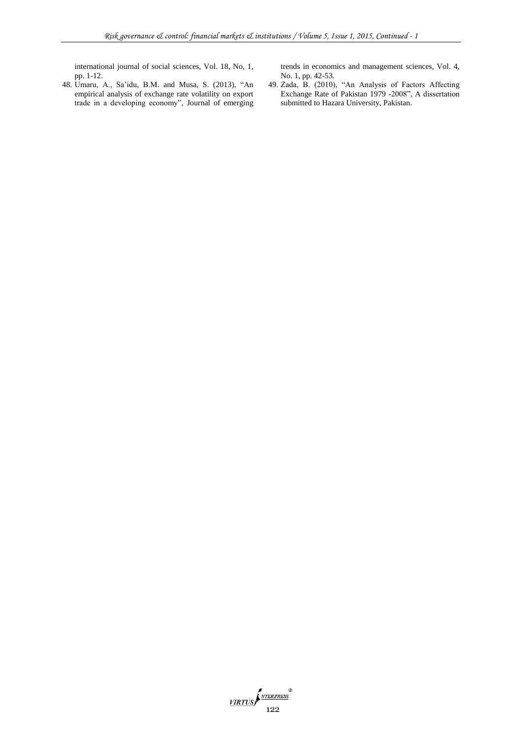international journal of social sciences, Vol. 18, No, 1, pp. 1-12.

48. Umaru, A., Sa'idu, B.M. and Musa, S. (2013), "An empirical analysis of exchange rate volatility on export trade in a developing economy", Journal of emerging trends in economics and management sciences, Vol. 4, No. 1, pp. 42-53.
49. Zada, B. (2010), "An Analysis of Factors Affecting Exchange Rate of Pakistan 1979 -2008", A dissertation submitted to Hazara University, Pakistan.